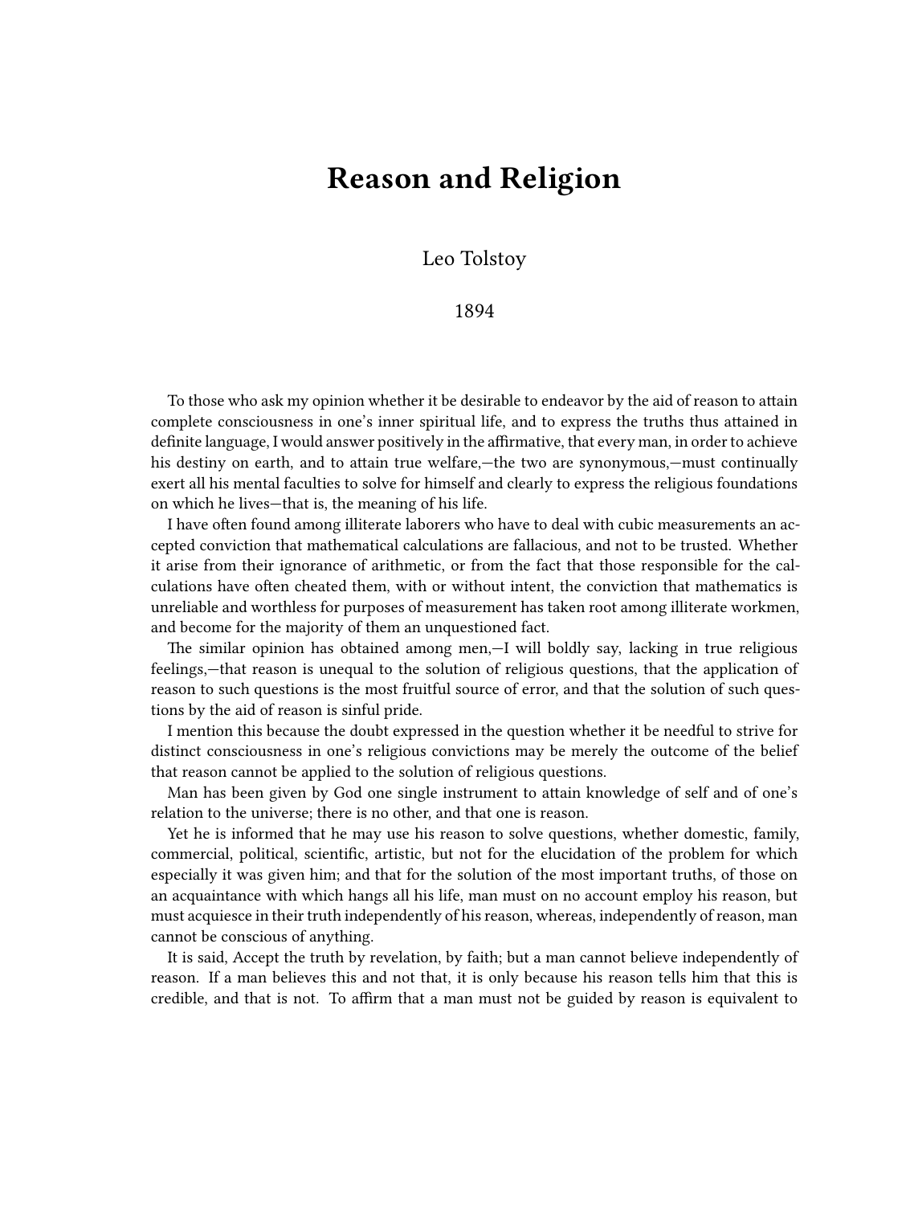# Reason and Religion

Leo Tolstoy

1894

To those who ask my opinion whether it be desirable to endeavor by the aid of reason to attain complete consciousness in one's inner spiritual life, and to express the truths thus attained in definite language, I would answer positively in the affirmative, that every man, in order to achieve his destiny on earth, and to attain true welfare,—the two are synonymous,—must continually exert all his mental faculties to solve for himself and clearly to express the religious foundations on which he lives—that is, the meaning of his life.

I have often found among illiterate laborers who have to deal with cubic measurements an accepted conviction that mathematical calculations are fallacious, and not to be trusted. Whether it arise from their ignorance of arithmetic, or from the fact that those responsible for the calculations have often cheated them, with or without intent, the conviction that mathematics is unreliable and worthless for purposes of measurement has taken root among illiterate workmen, and become for the majority of them an unquestioned fact.

The similar opinion has obtained among men,—I will boldly say, lacking in true religious feelings,—that reason is unequal to the solution of religious questions, that the application of reason to such questions is the most fruitful source of error, and that the solution of such questions by the aid of reason is sinful pride.

I mention this because the doubt expressed in the question whether it be needful to strive for distinct consciousness in one's religious convictions may be merely the outcome of the belief that reason cannot be applied to the solution of religious questions.

Man has been given by God one single instrument to attain knowledge of self and of one's relation to the universe; there is no other, and that one is reason.

Yet he is informed that he may use his reason to solve questions, whether domestic, family, commercial, political, scientific, artistic, but not for the elucidation of the problem for which especially it was given him; and that for the solution of the most important truths, of those on an acquaintance with which hangs all his life, man must on no account employ his reason, but must acquiesce in their truth independently of his reason, whereas, independently of reason, man cannot be conscious of anything.

It is said, Accept the truth by revelation, by faith; but a man cannot believe independently of reason. If a man believes this and not that, it is only because his reason tells him that this is credible, and that is not. To affirm that a man must not be guided by reason is equivalent to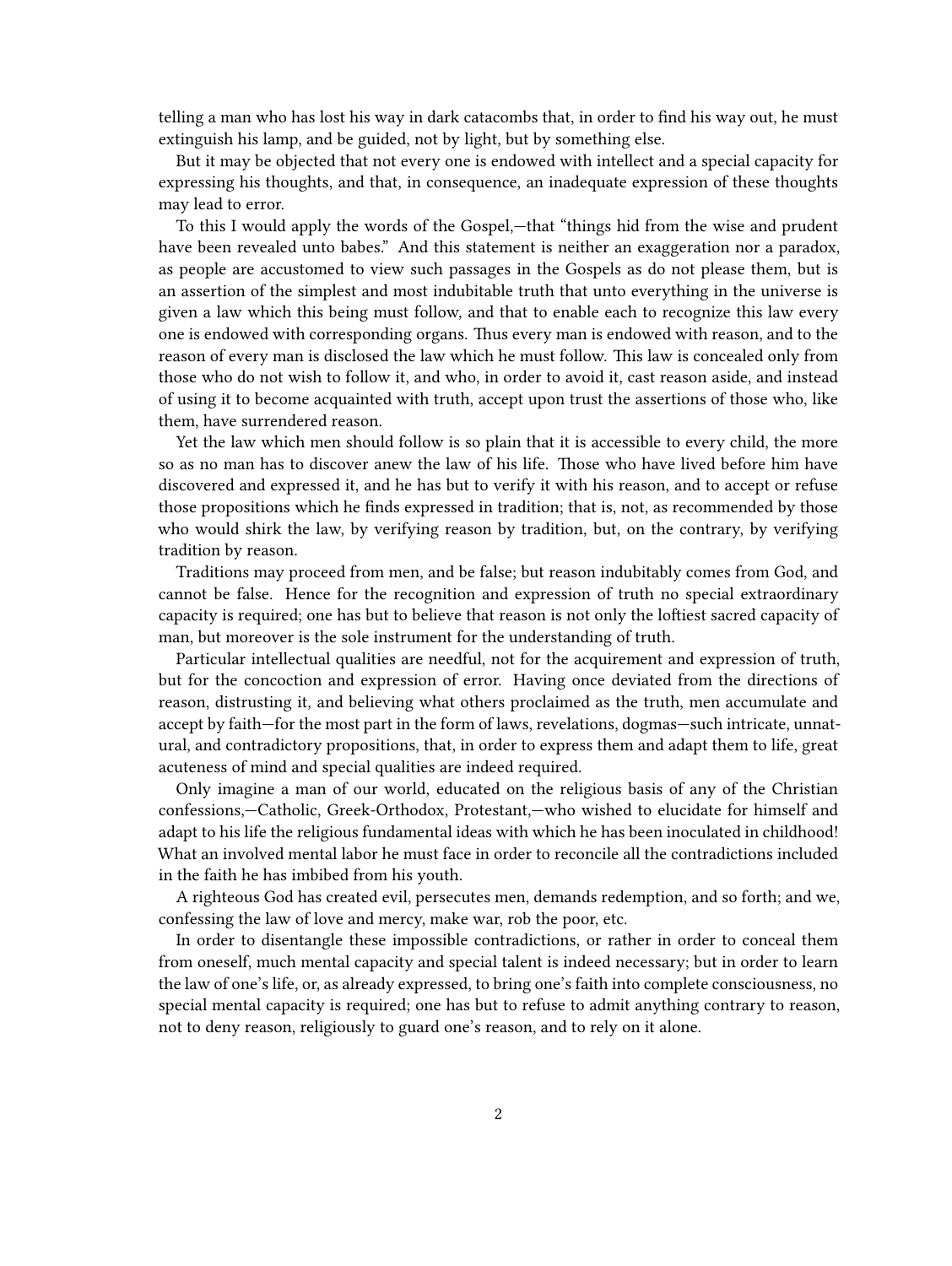telling a man who has lost his way in dark catacombs that, in order to find his way out, he must extinguish his lamp, and be guided, not by light, but by something else.

But it may be objected that not every one is endowed with intellect and a special capacity for expressing his thoughts, and that, in consequence, an inadequate expression of these thoughts may lead to error.

To this I would apply the words of the Gospel,—that "things hid from the wise and prudent have been revealed unto babes." And this statement is neither an exaggeration nor a paradox, as people are accustomed to view such passages in the Gospels as do not please them, but is an assertion of the simplest and most indubitable truth that unto everything in the universe is given a law which this being must follow, and that to enable each to recognize this law every one is endowed with corresponding organs. Thus every man is endowed with reason, and to the reason of every man is disclosed the law which he must follow. This law is concealed only from those who do not wish to follow it, and who, in order to avoid it, cast reason aside, and instead of using it to become acquainted with truth, accept upon trust the assertions of those who, like them, have surrendered reason.

Yet the law which men should follow is so plain that it is accessible to every child, the more so as no man has to discover anew the law of his life. Those who have lived before him have discovered and expressed it, and he has but to verify it with his reason, and to accept or refuse those propositions which he finds expressed in tradition; that is, not, as recommended by those who would shirk the law, by verifying reason by tradition, but, on the contrary, by verifying tradition by reason.

Traditions may proceed from men, and be false; but reason indubitably comes from God, and cannot be false. Hence for the recognition and expression of truth no special extraordinary capacity is required; one has but to believe that reason is not only the loftiest sacred capacity of man, but moreover is the sole instrument for the understanding of truth.

Particular intellectual qualities are needful, not for the acquirement and expression of truth, but for the concoction and expression of error. Having once deviated from the directions of reason, distrusting it, and believing what others proclaimed as the truth, men accumulate and accept by faith—for the most part in the form of laws, revelations, dogmas—such intricate, unnatural, and contradictory propositions, that, in order to express them and adapt them to life, great acuteness of mind and special qualities are indeed required.

Only imagine a man of our world, educated on the religious basis of any of the Christian confessions,—Catholic, Greek-Orthodox, Protestant,—who wished to elucidate for himself and adapt to his life the religious fundamental ideas with which he has been inoculated in childhood! What an involved mental labor he must face in order to reconcile all the contradictions included in the faith he has imbibed from his youth.

A righteous God has created evil, persecutes men, demands redemption, and so forth; and we, confessing the law of love and mercy, make war, rob the poor, etc.

In order to disentangle these impossible contradictions, or rather in order to conceal them from oneself, much mental capacity and special talent is indeed necessary; but in order to learn the law of one's life, or, as already expressed, to bring one's faith into complete consciousness, no special mental capacity is required; one has but to refuse to admit anything contrary to reason, not to deny reason, religiously to guard one's reason, and to rely on it alone.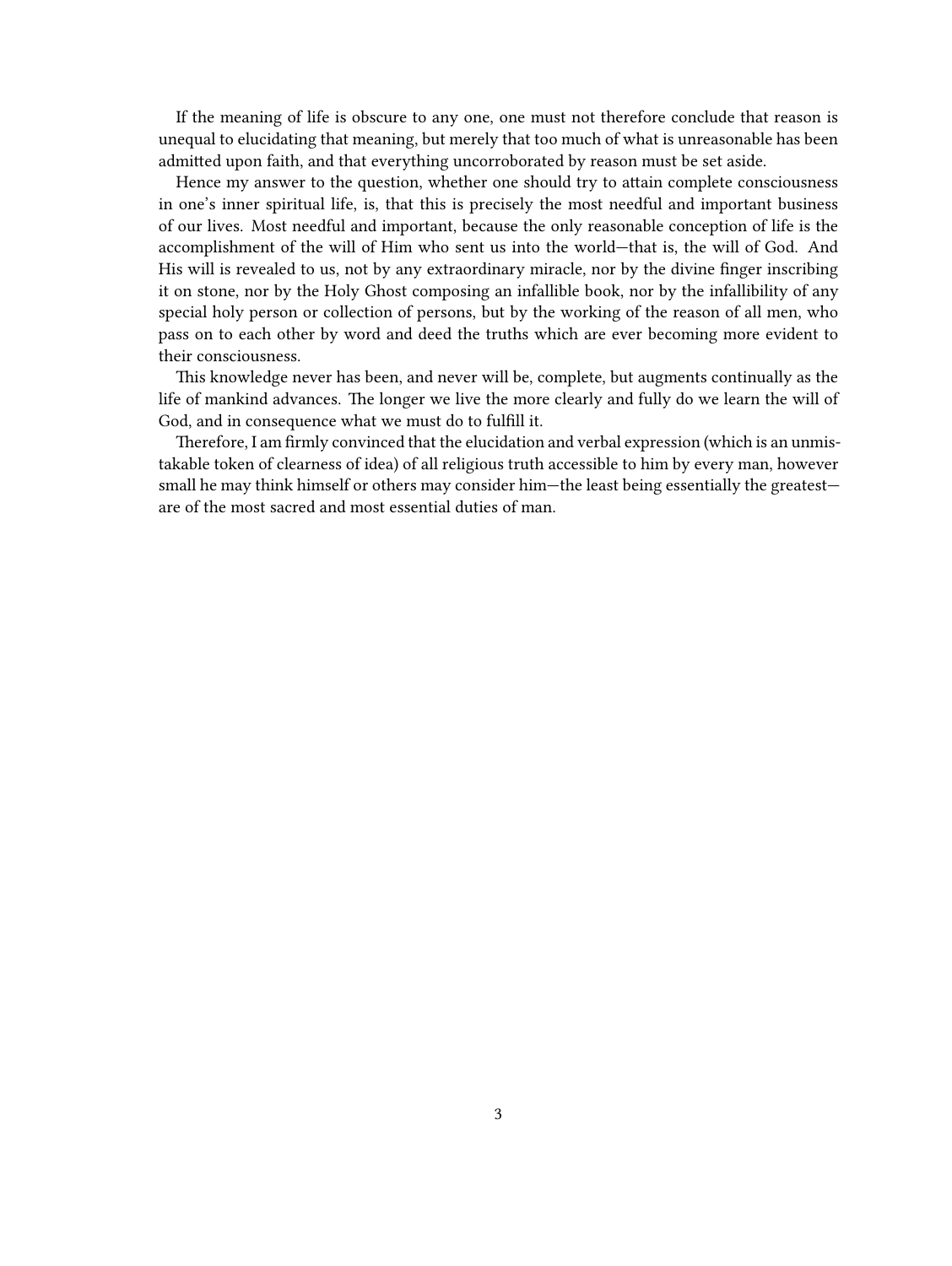If the meaning of life is obscure to any one, one must not therefore conclude that reason is unequal to elucidating that meaning, but merely that too much of what is unreasonable has been admitted upon faith, and that everything uncorroborated by reason must be set aside.

Hence my answer to the question, whether one should try to attain complete consciousness in one's inner spiritual life, is, that this is precisely the most needful and important business of our lives. Most needful and important, because the only reasonable conception of life is the accomplishment of the will of Him who sent us into the world—that is, the will of God. And His will is revealed to us, not by any extraordinary miracle, nor by the divine finger inscribing it on stone, nor by the Holy Ghost composing an infallible book, nor by the infallibility of any special holy person or collection of persons, but by the working of the reason of all men, who pass on to each other by word and deed the truths which are ever becoming more evident to their consciousness.

This knowledge never has been, and never will be, complete, but augments continually as the life of mankind advances. The longer we live the more clearly and fully do we learn the will of God, and in consequence what we must do to fulfill it.

Therefore, I am firmly convinced that the elucidation and verbal expression (which is an unmistakable token of clearness of idea) of all religious truth accessible to him by every man, however small he may think himself or others may consider him—the least being essentially the greatest—are of the most sacred and most essential duties of man.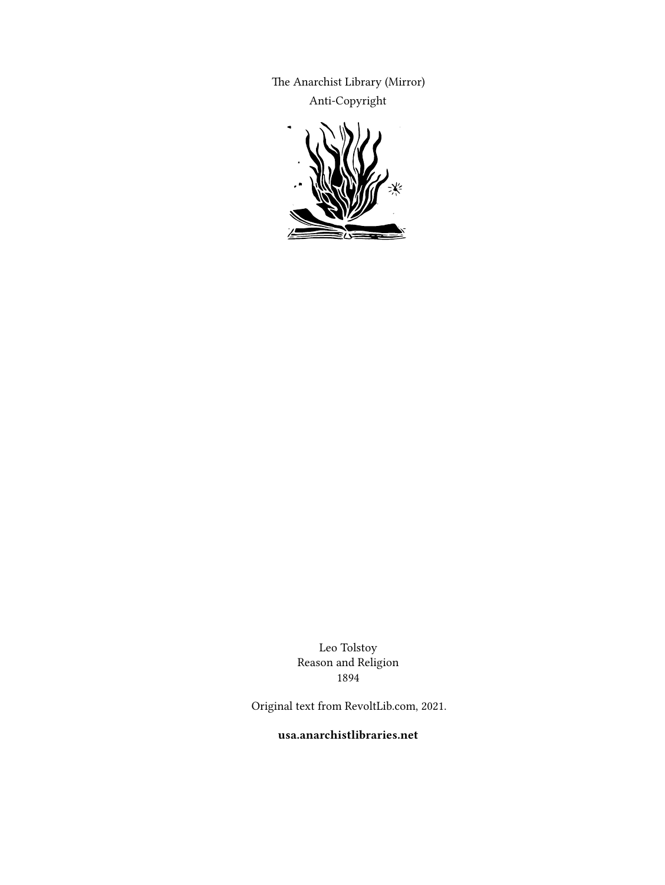The Anarchist Library (Mirror)
Anti-Copyright

Leo Tolstoy
Reason and Religion
1894

Original text from RevoltLib.com, 2021.

**usa.anarchistlibraries.net**